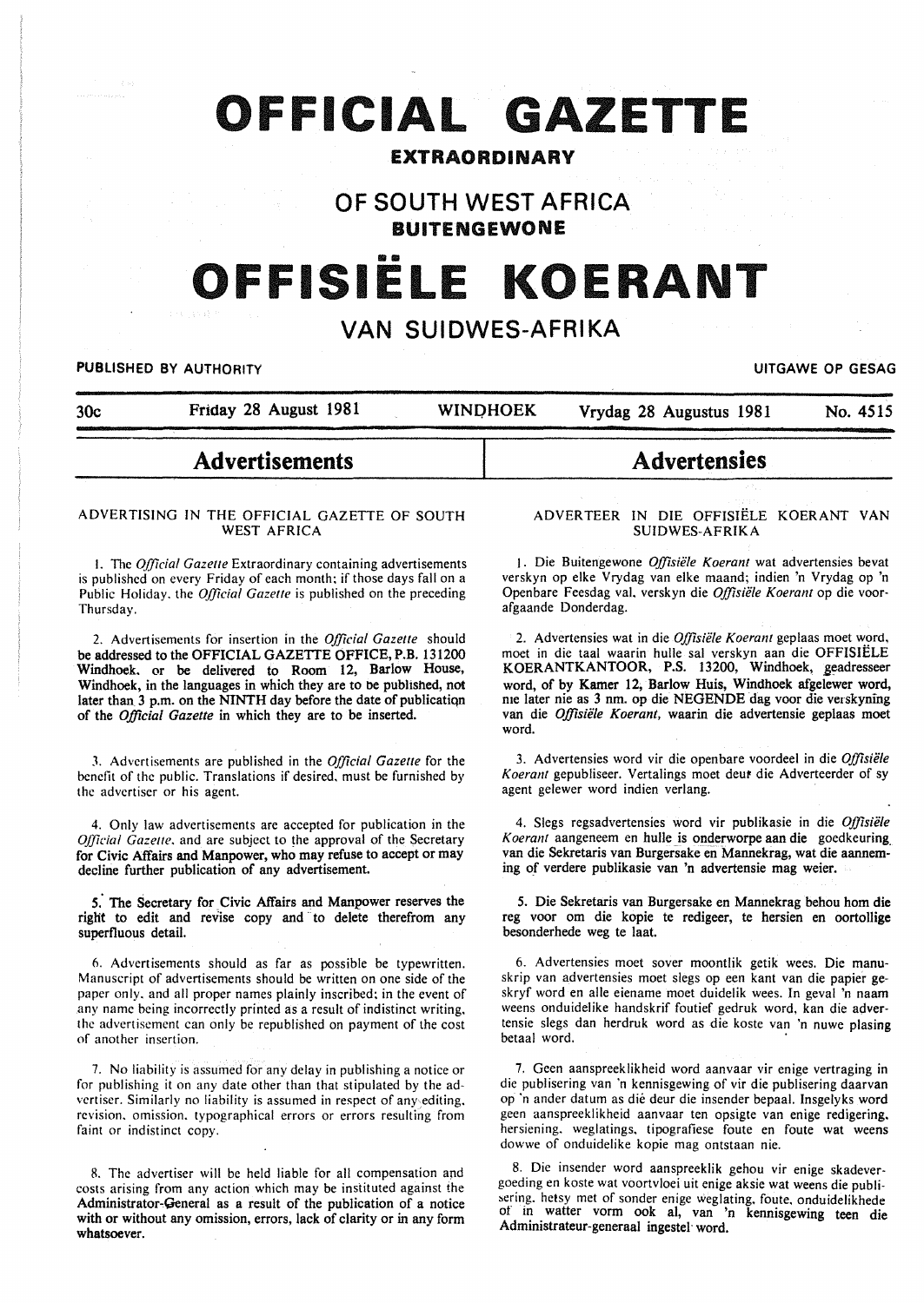# OFFICIAL GAZETTE

## EXTRAORDINARY

## OF SOUTH WEST AFRICA

**BUITENGEWONE**

# OFFISIËLE KOERANT

## VAN SUIDWES-AFRIKA

**PUBLISHED BY AUTHORITY** — **UITGAWE OP GESAG**

30c — Friday 28 August 1981 — WINDHOEK — Vrydag 28 Augustus 1981 — No. 4515

## Advertisements

### ADVERTISING IN THE OFFICIAL GAZETTE OF SOUTH WEST AFRICA

1. The *Official Gazette* Extraordinary containing advertisements is published on every Friday of each month; if those days fall on a Public Holiday, the *Official Gazette* is published on the preceding Thursday.

2. Advertisements for insertion in the *Official Gazette* should be addressed to the OFFICIAL GAZETTE OFFICE, P.B. 131200 Windhoek, or be delivered to Room 12, Barlow House, Windhoek, in the languages in which they are to be published, not later than 3 p.m. on the NINTH day before the date of publication of the *Official Gazette* in which they are to be inserted.

3. Advertisements are published in the *Official Gazette* for the benefit of the public. Translations if desired, must be furnished by the advertiser or his agent.

4. Only law advertisements are accepted for publication in the *Official Gazette*, and are subject to the approval of the Secretary for Civic Affairs and Manpower, who may refuse to accept or may decline further publication of any advertisement.

5. The Secretary for Civic Affairs and Manpower reserves the right to edit and revise copy and to delete therefrom any superfluous detail.

6. Advertisements should as far as possible be typewritten. Manuscript of advertisements should be written on one side of the paper only, and all proper names plainly inscribed; in the event of any name being incorrectly printed as a result of indistinct writing, the advertisement can only be republished on payment of the cost of another insertion.

7. No liability is assumed for any delay in publishing a notice or for publishing it on any date other than that stipulated by the advertiser. Similarly no liability is assumed in respect of any editing, revision, omission, typographical errors or errors resulting from faint or indistinct copy.

8. The advertiser will be held liable for all compensation and costs arising from any action which may be instituted against the Administrator-General as a result of the publication of a notice with or without any omission, errors, lack of clarity or in any form whatsoever.

## Advertensies

### ADVERTEER IN DIE OFFISIËLE KOERANT VAN SUIDWES-AFRIKA

1. Die Buitengewone *Offisiële Koerant* wat advertensies bevat verskyn op elke Vrydag van elke maand; indien 'n Vrydag op 'n Openbare Feesdag val, verskyn die *Offisiële Koerant* op die voorafgaande Donderdag.

2. Advertensies wat in die *Offisiële Koerant* geplaas moet word, moet in die taal waarin hulle sal verskyn aan die OFFISIËLE KOERANTKANTOOR, P.S. 13200, Windhoek, geadresseer word, of by Kamer 12, Barlow Huis, Windhoek afgelewer word, nie later nie as 3 nm. op die NEGENDE dag voor die verskyning van die *Offisiële Koerant*, waarin die advertensie geplaas moet word.

3. Advertensies word vir die openbare voordeel in die *Offisiële Koerant* gepubliseer. Vertalings moet deur die Adverteerder of sy agent gelewer word indien verlang.

4. Slegs regsadvertensies word vir publikasie in die *Offisiële Koerant* aangeneem en hulle is onderworpe aan die goedkeuring van die Sekretaris van Burgersake en Mannekrag, wat die aanneming of verdere publikasie van 'n advertensie mag weier.

5. Die Sekretaris van Burgersake en Mannekrag behou hom die reg voor om die kopie te redigeer, te hersien en oortollige besonderhede weg te laat.

6. Advertensies moet sover moontlik getik wees. Die manuskrip van advertensies moet slegs op een kant van die papier geskryf word en alle eiename moet duidelik wees. In geval 'n naam weens onduidelike handskrif foutief gedruk word, kan die advertensie slegs dan herdruk word as die koste van 'n nuwe plasing betaal word.

7. Geen aanspreeklikheid word aanvaar vir enige vertraging in die publisering van 'n kennisgewing of vir die publisering daarvan op 'n ander datum as dié deur die insender bepaal. Insgelyks word geen aanspreeklikheid aanvaar ten opsigte van enige redigering, hersiening, weglatings, tipografiese foute en foute wat weens dowwe of onduidelike kopie mag ontstaan nie.

8. Die insender word aanspreeklik gehou vir enige skadevergoeding en koste wat voortvloei uit enige aksie wat weens die publisering, hetsy met of sonder enige weglating, foute, onduidelikhede of in watter vorm ook al, van 'n kennisgewing teen die Administrateur-generaal ingestel word.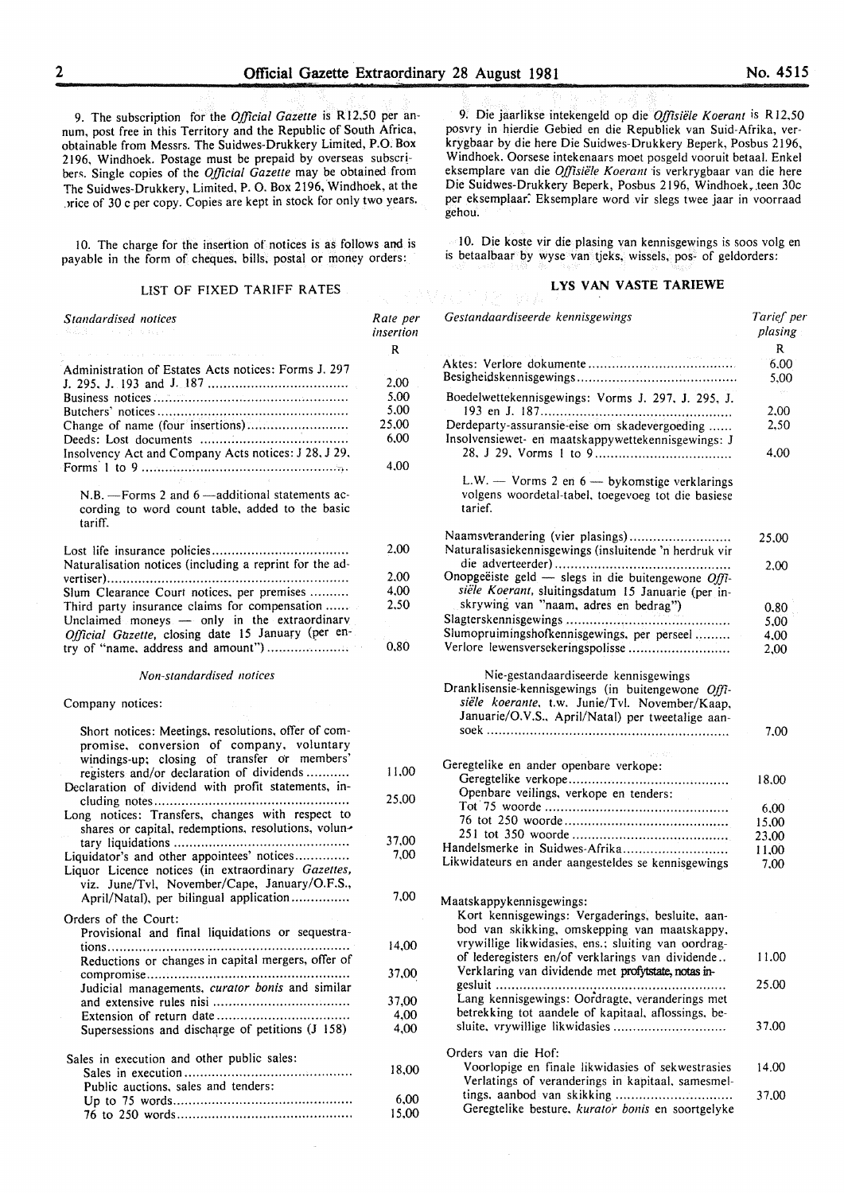9. The subscription for the *Official Gazette* is R12,50 per annum, post free in this Territory and the Republic of South Africa, obtainable from Messrs. The Suidwes-Drukkery Limited, P.O. Box 2196, Windhoek. Postage must be prepaid by overseas subscribers. Single copies of the *Official Gazette* may be obtained from The Suidwes-Drukkery, Limited, P. O. Box 2196, Windhoek, at the price of 30 c per copy. Copies are kept in stock for only two years.

10. The charge for the insertion of notices is as follows and is payable in the form of cheques, bills, postal or money orders:

## LIST OF FIXED TARIFF RATES

| *Standardised notices* | Rate per insertion |
|---|---|
| | R |
| Administration of Estates Acts notices: Forms J. 297 J. 295, J. 193 and J. 187 | 2,00 |
| Business notices | 5.00 |
| Butchers' notices | 5.00 |
| Change of name (four insertions) | 25,00 |
| Deeds: Lost documents | 6,00 |
| Insolvency Act and Company Acts notices: J 28, J 29, Forms 1 to 9 | 4,00 |
| N.B. — Forms 2 and 6 — additional statements according to word count table, added to the basic tariff. | |
| Lost life insurance policies | 2,00 |
| Naturalisation notices (including a reprint for the advertiser) | 2.00 |
| Slum Clearance Court notices, per premises | 4,00 |
| Third party insurance claims for compensation | 2,50 |
| Unclaimed moneys — only in the extraordinary *Official Gazette*, closing date 15 January (per entry of "name, address and amount") | 0,80 |

*Non-standardised notices*

| Company notices: | |
|---|---|
| Short notices: Meetings, resolutions, offer of compromise, conversion of company, voluntary windings-up; closing of transfer or members' registers and/or declaration of dividends | 11,00 |
| Declaration of dividend with profit statements, including notes | 25,00 |
| Long notices: Transfers, changes with respect to shares or capital, redemptions, resolutions, voluntary liquidations | 37,00 |
| Liquidator's and other appointees' notices | 7,00 |
| Liquor Licence notices (in extraordinary *Gazettes*, viz. June/Tvl, November/Cape, January/O.F.S., April/Natal), per bilingual application | 7,00 |
| Orders of the Court: | |
| Provisional and final liquidations or sequestrations | 14,00 |
| Reductions or changes in capital mergers, offer of compromise | 37,00 |
| Judicial managements, *curator bonis* and similar and extensive rules nisi | 37,00 |
| Extension of return date | 4,00 |
| Supersessions and discharge of petitions (J 158) | 4,00 |
| Sales in execution and other public sales: | |
| Sales in execution | 18,00 |
| Public auctions, sales and tenders: | |
| Up to 75 words | 6,00 |
| 76 to 250 words | 15,00 |

9. Die jaarlikse intekengeld op die *Offisiële Koerant* is R12,50 posvry in hierdie Gebied en die Republiek van Suid-Afrika, verkrygbaar by die here Die Suidwes-Drukkery Beperk, Posbus 2196, Windhoek. Oorsese intekenaars moet posgeld vooruit betaal. Enkel eksemplare van die *Offisiële Koerant* is verkrygbaar van die here Die Suidwes-Drukkery Beperk, Posbus 2196, Windhoek, teen 30c per eksemplaar. Eksemplare word vir slegs twee jaar in voorraad gehou.

10. Die koste vir die plasing van kennisgewings is soos volg en is betaalbaar by wyse van tjeks, wissels, pos- of geldorders:

## LYS VAN VASTE TARIEWE

| *Gestandaardiseerde kennisgewings* | Tarief per plasing |
|---|---|
| | R |
| Aktes: Verlore dokumente | 6.00 |
| Besigheidskennisgewings | 5,00 |
| Boedelwettekennisgewings: Vorms J. 297, J. 295, J. 193 en J. 187 | 2,00 |
| Derdeparty-assuransie-eise om skadevergoeding | 2,50 |
| Insolvensiewet- en maatskappywettekennisgewings: J 28, J 29, Vorms 1 to 9 | 4,00 |
| L.W. — Vorms 2 en 6 — bykomstige verklarings volgens woordetal-tabel, toegevoeg tot die basiese tarief. | |
| Naamsverandering (vier plasings) | 25,00 |
| Naturalisasiekennisgewings (insluitende 'n herdruk vir die adverteerder) | 2,00 |
| Onopgeëiste geld — slegs in die buitengewone *Offisiële Koerant*, sluitingsdatum 15 Januarie (per inskrywing van "naam, adres en bedrag") | 0,80 |
| Slagterskennisgewings | 5,00 |
| Slumopruimingshofkennisgewings, per perseel | 4,00 |
| Verlore lewensversekeringspolisse | 2,00 |

| Nie-gestandaardiseerde kennisgewings | |
|---|---|
| Dranklisensie-kennisgewings (in buitengewone *Offisiële koerante*, t.w. Junie/Tvl. November/Kaap, Januarie/O.V.S., April/Natal) per tweetalige aansoek | 7,00 |
| Geregtelike en ander openbare verkope: | |
| Geregtelike verkope | 18,00 |
| Openbare veilings, verkope en tenders: | |
| Tot 75 woorde | 6,00 |
| 76 tot 250 woorde | 15,00 |
| 251 tot 350 woorde | 23,00 |
| Handelsmerke in Suidwes-Afrika | 11,00 |
| Likwidateurs en ander aangesteldes se kennisgewings | 7,00 |
| Maatskappykennisgewings: | |
| Kort kennisgewings: Vergaderings, besluite, aanbod van skikking, omskepping van maatskappy, vrywillige likwidasies, ens.; sluiting van oordragof lederegisters en/of verklarings van dividende | 11.00 |
| Verklaring van dividende met profytstate, notas ingesluit | 25.00 |
| Lang kennisgewings: Oordragte, veranderings met betrekking tot aandele of kapitaal, aflossings, besluite, vrywillige likwidasies | 37.00 |
| Orders van die Hof: | |
| Voorlopige en finale likwidasies of sekwestrasies | 14.00 |
| Verlatings of veranderings in kapitaal, samesmeltings, aanbod van skikking | 37.00 |
| Geregtelike besture, *kurator bonis* en soortgelyke | |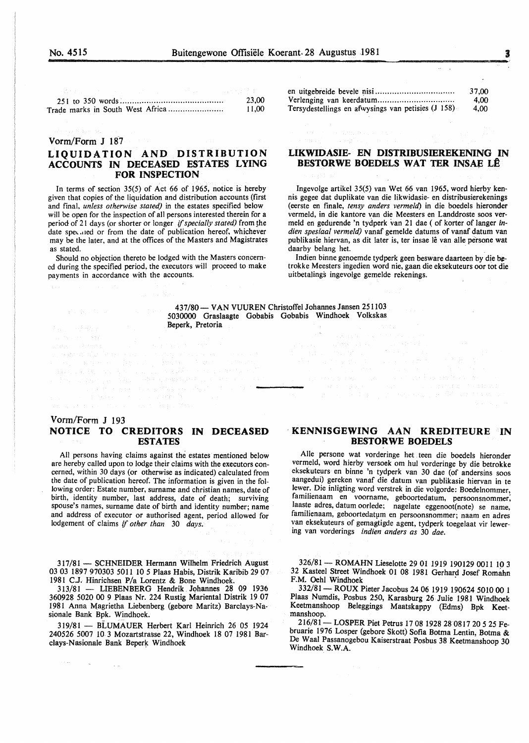| | |
|---|---|
| 251 to 350 words | 23,00 |
| Trade marks in South West Africa | 11,00 |

| | |
|---|---|
| en uitgebreide bevele nisi | 37,00 |
| Verlenging van keerdatum | 4,00 |
| Tersydestellings en afwysings van petisies (J 158) | 4,00 |

Vorm/Form J 187

## LIQUIDATION AND DISTRIBUTION ACCOUNTS IN DECEASED ESTATES LYING FOR INSPECTION

In terms of section 35(5) of Act 66 of 1965, notice is hereby given that copies of the liquidation and distribution accounts (first and final, *unless otherwise stated)* in the estates specified below will be open for the inspection of all persons interested therein for a period of 21 days (or shorter or longer *if specially stated)* from the date specified or from the date of publication hereof, whichever may be the later, and at the offices of the Masters and Magistrates as stated.

Should no objection thereto be lodged with the Masters concerned during the specified period, the executors will proceed to make payments in accordance with the accounts.

## LIKWIDASIE- EN DISTRIBUSIEREKENING IN BESTORWE BOEDELS WAT TER INSAE LÊ

Ingevolge artikel 35(5) van Wet 66 van 1965, word hierby kennis gegee dat duplikate van die likwidasie- en distribusierekenings (eerste en finale, *tensy anders vermeld)* in die boedels hieronder vermeld, in die kantore van die Meesters en Landdroste soos vermeld en gedurende 'n tydperk van 21 dae ( of korter of langer *indien spesiaal vermeld)* vanaf gemelde datums of vanaf datum van publikasie hiervan, as dit later is, ter insae lê van alle persone wat daarby belang het.

Indien binne genoemde tydperk geen besware daarteen by die betrokke Meesters ingedien word nie, gaan die eksekuteurs oor tot die uitbetalings ingevolge gemelde rekenings.

437/80 — VAN VUUREN Christoffel Johannes Jansen 251103 5030000 Graslaagte Gobabis Gobabis Windhoek Volkskas Beperk, Pretoria

Vorm/Form J 193

## NOTICE TO CREDITORS IN DECEASED ESTATES

All persons having claims against the estates mentioned below are hereby called upon to lodge their claims with the executors concerned, within 30 days (or otherwise as indicated) calculated from the date of publication hereof. The information is given in the following order: Estate number, surname and christian names, date of birth, identity number, last address, date of death; surviving spouse's names, surname date of birth and identity number; name and address of executor or authorised agent, period allowed for lodgement of claims *if other than 30 days.*

## KENNISGEWING AAN KREDITEURE IN BESTORWE BOEDELS

Alle persone wat vorderinge het teen die boedels hieronder vermeld, word hierby versoek om hul vorderinge by die betrokke eksekuteurs en binne 'n tydperk van 30 dae (of andersins soos aangedui) gereken vanaf die datum van publikasie hiervan in te lewer. Die inligting word verstrek in die volgorde: Boedelnommer, familienaam en voorname, geboortedatum, persoonsnommer, laaste adres, datum oorlede; nagelate eggenoot(note) se name, familienaam, geboortedatum en persoonsnommer; naam en adres van eksekuteurs of gemagtigde agent, tydperk toegelaat vir lewering van vorderings *indien anders as 30 dae.*

317/81 — SCHNEIDER Hermann Wilhelm Friedrich August 03 03 1897 970303 5011 10 5 Plaas Habis, Distrik Karibib 29 07 1981 C.J. Hinrichsen P/a Lorentz & Bone Windhoek.

313/81 — LIEBENBERG Hendrik Johannes 28 09 1936 360928 5020 00 9 Plaas Nr. 224 Rustig Mariental Distrik 19 07 1981 Anna Magrietha Liebenberg (gebore Maritz) Barclays-Nasionale Bank Bpk. Windhoek.

319/81 — BLUMAUER Herbert Karl Heinrich 26 05 1924 240526 5007 10 3 Mozartstrasse 22, Windhoek 18 07 1981 Barclays-Nasionale Bank Beperk Windhoek

326/81 — ROMAHN Lieselotte 29 01 1919 190129 0011 10 3 32 Kasteel Street Windhoek 01 08 1981 Gerhard Josef Romahn F.M. Oehl Windhoek

332/81 — ROUX Pieter Jacobus 24 06 1919 190624 5010 00 1 Plaas Numdis, Posbus 250, Karasburg 26 Julie 1981 Windhoek Keetmanshoop Beleggings Maatskappy (Edms) Bpk Keetmanshoop.

216/81 — LOSPER Piet Petrus 17 08 1928 28 0817 20 5 25 Februarie 1976 Losper (gebore Skott) Sofia Botma Lentin, Botma & De Waal Passanogebou Kaiserstraat Posbus 38 Keetmanshoop 30 Windhoek S.W.A.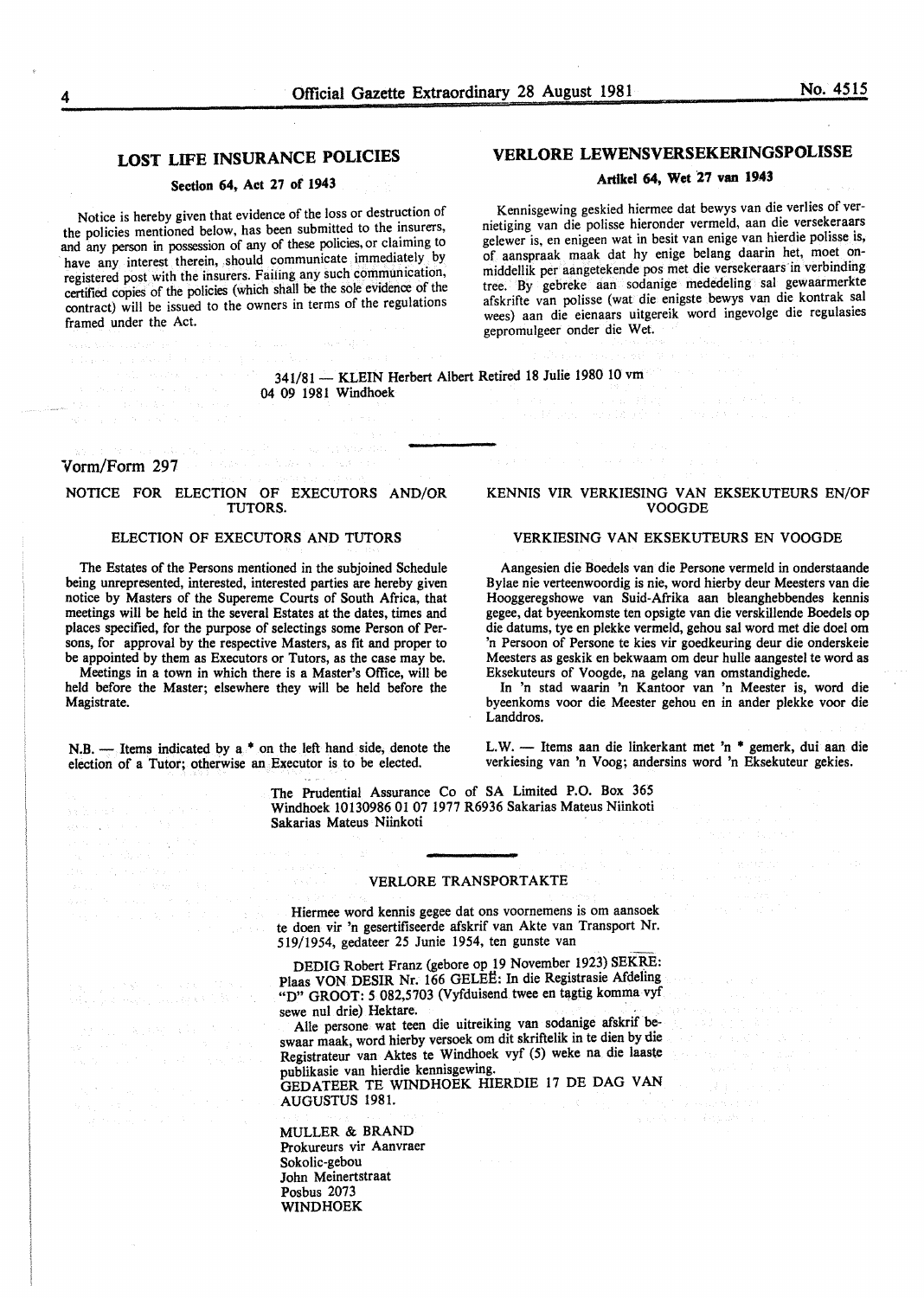## LOST LIFE INSURANCE POLICIES

### Section 64, Act 27 of 1943

Notice is hereby given that evidence of the loss or destruction of the policies mentioned below, has been submitted to the insurers, and any person in possession of any of these policies, or claiming to have any interest therein, should communicate immediately by registered post with the insurers. Failing any such communication, certified copies of the policies (which shall be the sole evidence of the contract) will be issued to the owners in terms of the regulations framed under the Act.

## VERLORE LEWENSVERSEKERINGSPOLISSE

### Artikel 64, Wet 27 van 1943

Kennisgewing geskied hiermee dat bewys van die verlies of vernietiging van die polisse hieronder vermeld, aan die versekeraars gelewer is, en enigeen wat in besit van enige van hierdie polisse is, of aanspraak maak dat hy enige belang daarin het, moet onmiddellik per aangetekende pos met die versekeraars in verbinding tree. By gebreke aan sodanige mededeling sal gewaarmerkte afskrifte van polisse (wat die enigste bewys van die kontrak sal wees) aan die eienaars uitgereik word ingevolge die regulasies gepromulgeer onder die Wet.

341/81 — KLEIN Herbert Albert Retired 18 Julie 1980 10 vm 04 09 1981 Windhoek

---

Vorm/Form 297

### NOTICE FOR ELECTION OF EXECUTORS AND/OR TUTORS.

#### ELECTION OF EXECUTORS AND TUTORS

The Estates of the Persons mentioned in the subjoined Schedule being unrepresented, interested, interested parties are hereby given notice by Masters of the Supereme Courts of South Africa, that meetings will be held in the several Estates at the dates, times and places specified, for the purpose of selectings some Person of Persons, for approval by the respective Masters, as fit and proper to be appointed by them as Executors or Tutors, as the case may be.

Meetings in a town in which there is a Master's Office, will be held before the Master; elsewhere they will be held before the Magistrate.

N.B. — Items indicated by a * on the left hand side, denote the election of a Tutor; otherwise an Executor is to be elected.

### KENNIS VIR VERKIESING VAN EKSEKUTEURS EN/OF VOOGDE

#### VERKIESING VAN EKSEKUTEURS EN VOOGDE

Aangesien die Boedels van die Persone vermeld in onderstaande Bylae nie verteenwoordig is nie, word hierby deur Meesters van die Hooggeregshowe van Suid-Afrika aan bleanghebbendes kennis gegee, dat byeenkomste ten opsigte van die verskillende Boedels op die datums, tye en plekke vermeld, gehou sal word met die doel om 'n Persoon of Persone te kies vir goedkeuring deur die onderskeie Meesters as geskik en bekwaam om deur hulle aangestel te word as Eksekuteurs of Voogde, na gelang van omstandighede.

In 'n stad waarin 'n Kantoor van 'n Meester is, word die byeenkoms voor die Meester gehou en in ander plekke voor die Landdros.

L.W. — Items aan die linkerkant met 'n * gemerk, dui aan die verkiesing van 'n Voog; andersins word 'n Eksekuteur gekies.

The Prudential Assurance Co of SA Limited P.O. Box 365 Windhoek 10130986 01 07 1977 R6936 Sakarias Mateus Niinkoti Sakarias Mateus Niinkoti

---

### VERLORE TRANSPORTAKTE

Hiermee word kennis gegee dat ons voornemens is om aansoek te doen vir 'n gesertifiseerde afskrif van Akte van Transport Nr. 519/1954, gedateer 25 Junie 1954, ten gunste van

DEDIG Robert Franz (gebore op 19 November 1923) SEKRE: Plaas VON DESIR Nr. 166 GELEË: In die Registrasie Afdeling "D" GROOT: 5 082,5703 (Vyfduisend twee en tagtig komma vyf sewe nul drie) Hektare.

Alle persone wat teen die uitreiking van sodanige afskrif beswaar maak, word hierby versoek om dit skriftelik in te dien by die Registrateur van Aktes te Windhoek vyf (5) weke na die laaste publikasie van hierdie kennisgewing.

GEDATEER TE WINDHOEK HIERDIE 17 DE DAG VAN AUGUSTUS 1981.

MULLER & BRAND
Prokureurs vir Aanvraer
Sokolic-gebou
John Meinertstraat
Posbus 2073
WINDHOEK